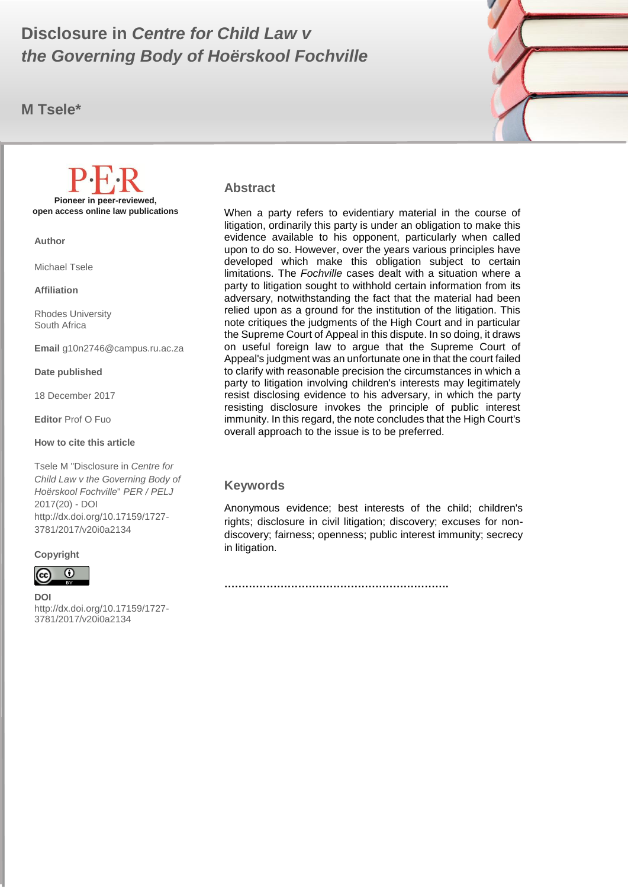# Disclosure in *Centre for Child Law v the Governing Body of Hoërskool Fochville*

**M Tsele***

P·E·R

**Pioneer in peer-reviewed, open access online law publications**

**Author**

Michael Tsele

**Affiliation**

Rhodes University
South Africa

**Email** g10n2746@campus.ru.ac.za

**Date published**

18 December 2017

**Editor** Prof O Fuo

**How to cite this article**

Tsele M "Disclosure in *Centre for Child Law v the Governing Body of Hoërskool Fochville*" *PER / PELJ* 2017(20) - DOI http://dx.doi.org/10.17159/1727-3781/2017/v20i0a2134

**Copyright**

**DOI**
http://dx.doi.org/10.17159/1727-3781/2017/v20i0a2134

## Abstract

When a party refers to evidentiary material in the course of litigation, ordinarily this party is under an obligation to make this evidence available to his opponent, particularly when called upon to do so. However, over the years various principles have developed which make this obligation subject to certain limitations. The *Fochville* cases dealt with a situation where a party to litigation sought to withhold certain information from its adversary, notwithstanding the fact that the material had been relied upon as a ground for the institution of the litigation. This note critiques the judgments of the High Court and in particular the Supreme Court of Appeal in this dispute. In so doing, it draws on useful foreign law to argue that the Supreme Court of Appeal's judgment was an unfortunate one in that the court failed to clarify with reasonable precision the circumstances in which a party to litigation involving children's interests may legitimately resist disclosing evidence to his adversary, in which the party resisting disclosure invokes the principle of public interest immunity. In this regard, the note concludes that the High Court's overall approach to the issue is to be preferred.

## Keywords

Anonymous evidence; best interests of the child; children's rights; disclosure in civil litigation; discovery; excuses for non-discovery; fairness; openness; public interest immunity; secrecy in litigation.

……………………………………………………….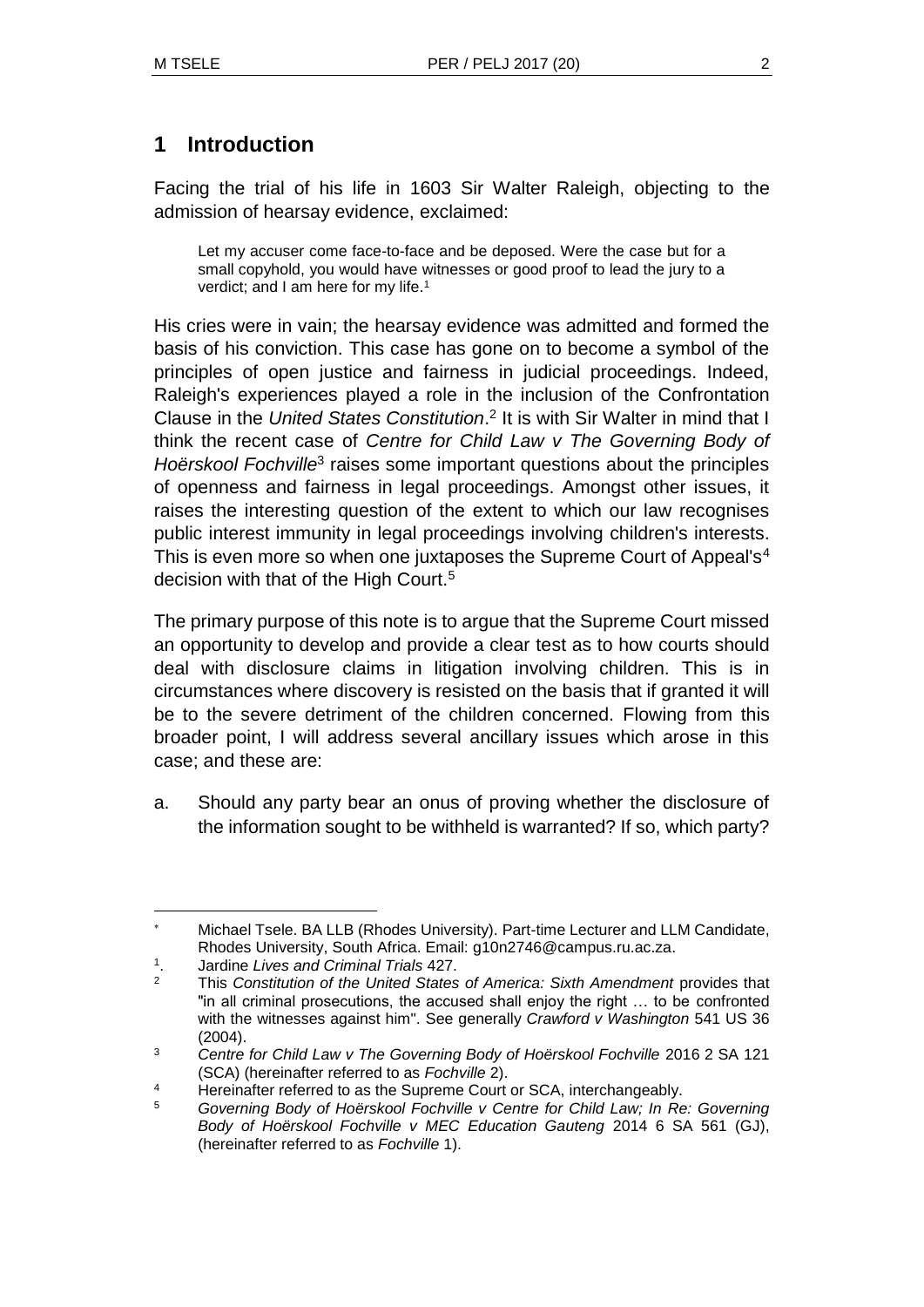## 1 Introduction

Facing the trial of his life in 1603 Sir Walter Raleigh, objecting to the admission of hearsay evidence, exclaimed:

> Let my accuser come face-to-face and be deposed. Were the case but for a small copyhold, you would have witnesses or good proof to lead the jury to a verdict; and I am here for my life.[1]

His cries were in vain; the hearsay evidence was admitted and formed the basis of his conviction. This case has gone on to become a symbol of the principles of open justice and fairness in judicial proceedings. Indeed, Raleigh's experiences played a role in the inclusion of the Confrontation Clause in the *United States Constitution*.[2] It is with Sir Walter in mind that I think the recent case of *Centre for Child Law v The Governing Body of Hoërskool Fochville*[3] raises some important questions about the principles of openness and fairness in legal proceedings. Amongst other issues, it raises the interesting question of the extent to which our law recognises public interest immunity in legal proceedings involving children's interests. This is even more so when one juxtaposes the Supreme Court of Appeal's[4] decision with that of the High Court.[5]

The primary purpose of this note is to argue that the Supreme Court missed an opportunity to develop and provide a clear test as to how courts should deal with disclosure claims in litigation involving children. This is in circumstances where discovery is resisted on the basis that if granted it will be to the severe detriment of the children concerned. Flowing from this broader point, I will address several ancillary issues which arose in this case; and these are:

a. Should any party bear an onus of proving whether the disclosure of the information sought to be withheld is warranted? If so, which party?

---

[*] Michael Tsele. BA LLB (Rhodes University). Part-time Lecturer and LLM Candidate, Rhodes University, South Africa. Email: g10n2746@campus.ru.ac.za.

[1]. Jardine *Lives and Criminal Trials* 427.

[2] This *Constitution of the United States of America: Sixth Amendment* provides that "in all criminal prosecutions, the accused shall enjoy the right … to be confronted with the witnesses against him". See generally *Crawford v Washington* 541 US 36 (2004).

[3] *Centre for Child Law v The Governing Body of Hoërskool Fochville* 2016 2 SA 121 (SCA) (hereinafter referred to as *Fochville* 2).

[4] Hereinafter referred to as the Supreme Court or SCA, interchangeably.

[5] *Governing Body of Hoërskool Fochville v Centre for Child Law; In Re: Governing Body of Hoërskool Fochville v MEC Education Gauteng* 2014 6 SA 561 (GJ), (hereinafter referred to as *Fochville* 1).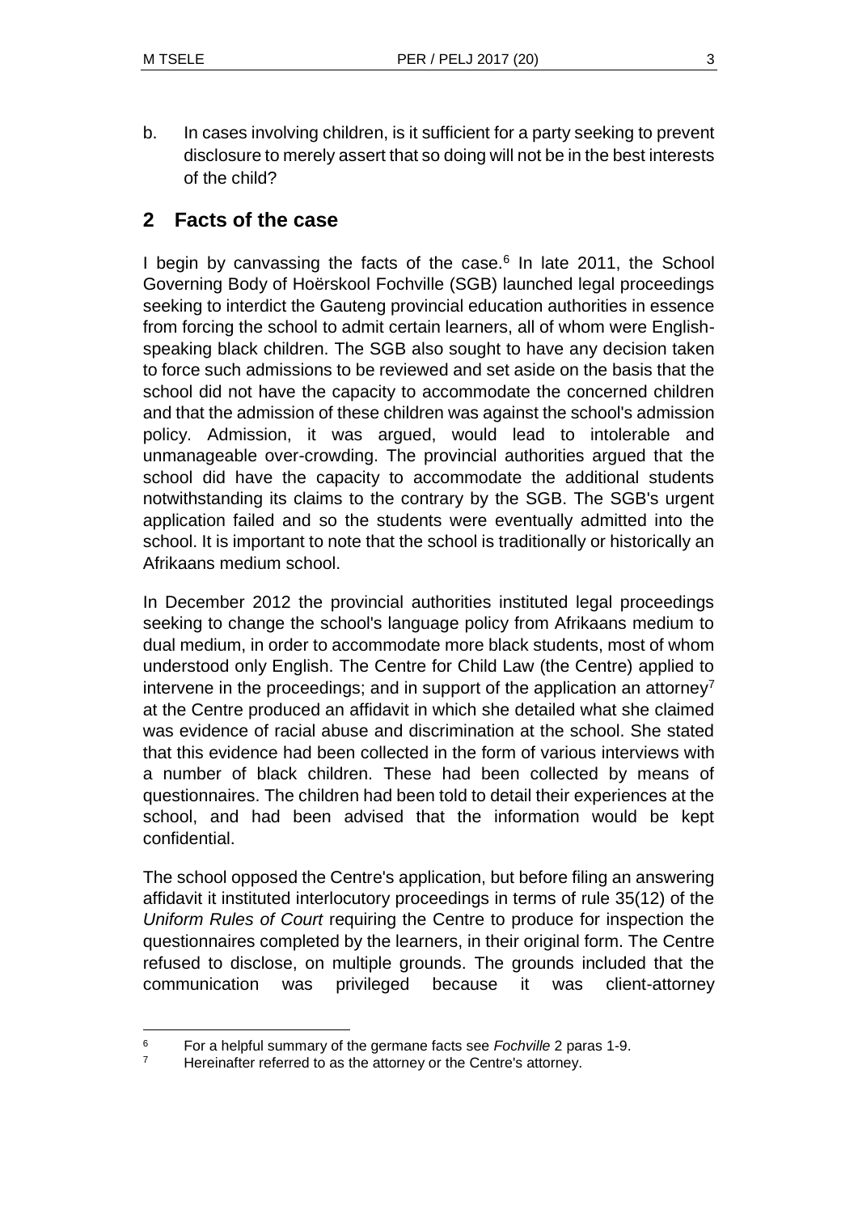b. In cases involving children, is it sufficient for a party seeking to prevent disclosure to merely assert that so doing will not be in the best interests of the child?

## 2 Facts of the case

I begin by canvassing the facts of the case.[6] In late 2011, the School Governing Body of Hoërskool Fochville (SGB) launched legal proceedings seeking to interdict the Gauteng provincial education authorities in essence from forcing the school to admit certain learners, all of whom were English-speaking black children. The SGB also sought to have any decision taken to force such admissions to be reviewed and set aside on the basis that the school did not have the capacity to accommodate the concerned children and that the admission of these children was against the school's admission policy. Admission, it was argued, would lead to intolerable and unmanageable over-crowding. The provincial authorities argued that the school did have the capacity to accommodate the additional students notwithstanding its claims to the contrary by the SGB. The SGB's urgent application failed and so the students were eventually admitted into the school. It is important to note that the school is traditionally or historically an Afrikaans medium school.

In December 2012 the provincial authorities instituted legal proceedings seeking to change the school's language policy from Afrikaans medium to dual medium, in order to accommodate more black students, most of whom understood only English. The Centre for Child Law (the Centre) applied to intervene in the proceedings; and in support of the application an attorney[7] at the Centre produced an affidavit in which she detailed what she claimed was evidence of racial abuse and discrimination at the school. She stated that this evidence had been collected in the form of various interviews with a number of black children. These had been collected by means of questionnaires. The children had been told to detail their experiences at the school, and had been advised that the information would be kept confidential.

The school opposed the Centre's application, but before filing an answering affidavit it instituted interlocutory proceedings in terms of rule 35(12) of the *Uniform Rules of Court* requiring the Centre to produce for inspection the questionnaires completed by the learners, in their original form. The Centre refused to disclose, on multiple grounds. The grounds included that the communication was privileged because it was client-attorney

---

[6] For a helpful summary of the germane facts see *Fochville* 2 paras 1-9.

[7] Hereinafter referred to as the attorney or the Centre's attorney.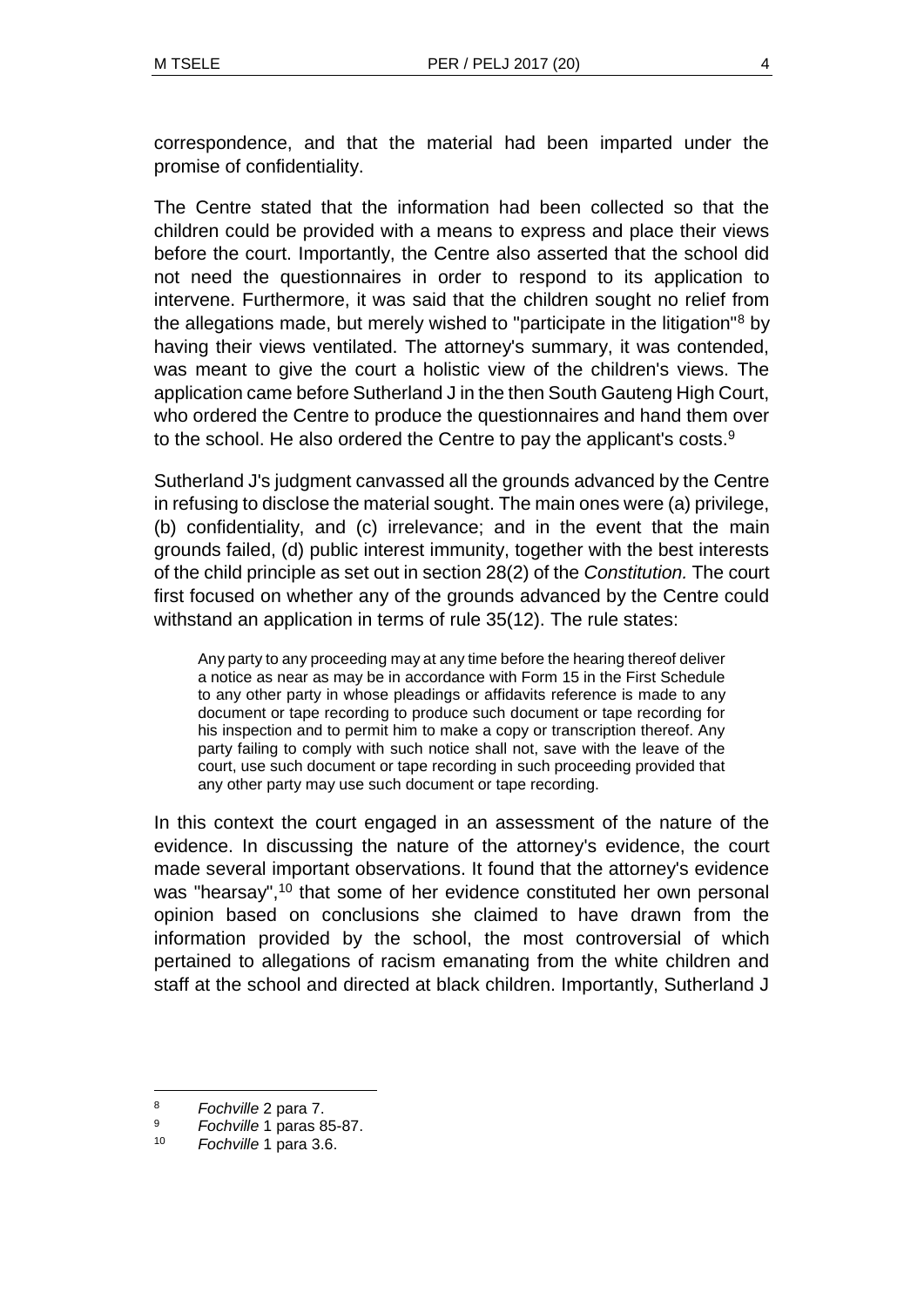correspondence, and that the material had been imparted under the promise of confidentiality.

The Centre stated that the information had been collected so that the children could be provided with a means to express and place their views before the court. Importantly, the Centre also asserted that the school did not need the questionnaires in order to respond to its application to intervene. Furthermore, it was said that the children sought no relief from the allegations made, but merely wished to "participate in the litigation"[8] by having their views ventilated. The attorney's summary, it was contended, was meant to give the court a holistic view of the children's views. The application came before Sutherland J in the then South Gauteng High Court, who ordered the Centre to produce the questionnaires and hand them over to the school. He also ordered the Centre to pay the applicant's costs.[9]

Sutherland J's judgment canvassed all the grounds advanced by the Centre in refusing to disclose the material sought. The main ones were (a) privilege, (b) confidentiality, and (c) irrelevance; and in the event that the main grounds failed, (d) public interest immunity, together with the best interests of the child principle as set out in section 28(2) of the *Constitution.* The court first focused on whether any of the grounds advanced by the Centre could withstand an application in terms of rule 35(12). The rule states:

> Any party to any proceeding may at any time before the hearing thereof deliver a notice as near as may be in accordance with Form 15 in the First Schedule to any other party in whose pleadings or affidavits reference is made to any document or tape recording to produce such document or tape recording for his inspection and to permit him to make a copy or transcription thereof. Any party failing to comply with such notice shall not, save with the leave of the court, use such document or tape recording in such proceeding provided that any other party may use such document or tape recording.

In this context the court engaged in an assessment of the nature of the evidence. In discussing the nature of the attorney's evidence, the court made several important observations. It found that the attorney's evidence was "hearsay",[10] that some of her evidence constituted her own personal opinion based on conclusions she claimed to have drawn from the information provided by the school, the most controversial of which pertained to allegations of racism emanating from the white children and staff at the school and directed at black children. Importantly, Sutherland J

---

[8] *Fochville* 2 para 7.

[9] *Fochville* 1 paras 85-87.

[10] *Fochville* 1 para 3.6.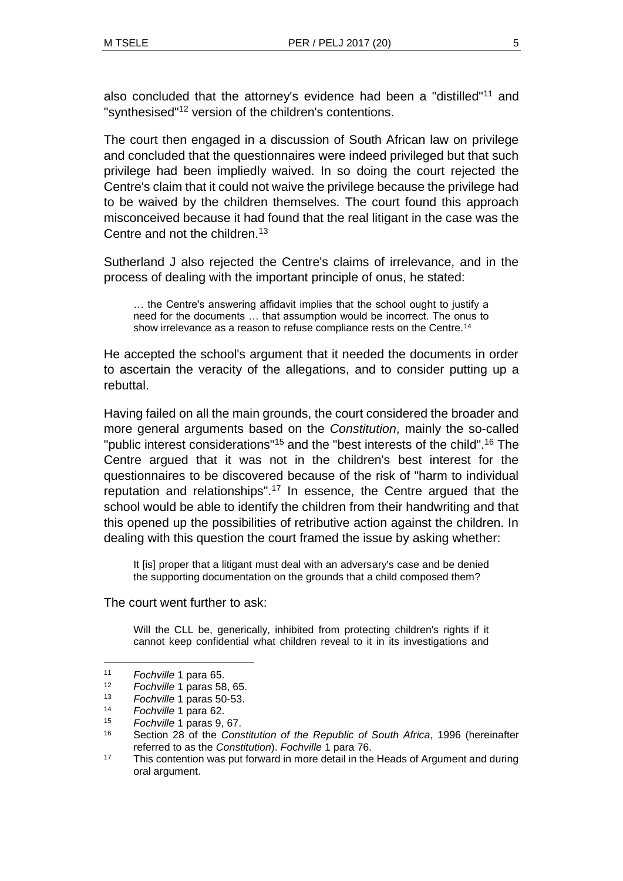also concluded that the attorney's evidence had been a "distilled"[11] and "synthesised"[12] version of the children's contentions.

The court then engaged in a discussion of South African law on privilege and concluded that the questionnaires were indeed privileged but that such privilege had been impliedly waived. In so doing the court rejected the Centre's claim that it could not waive the privilege because the privilege had to be waived by the children themselves. The court found this approach misconceived because it had found that the real litigant in the case was the Centre and not the children.[13]

Sutherland J also rejected the Centre's claims of irrelevance, and in the process of dealing with the important principle of onus, he stated:

> … the Centre's answering affidavit implies that the school ought to justify a need for the documents … that assumption would be incorrect. The onus to show irrelevance as a reason to refuse compliance rests on the Centre.[14]

He accepted the school's argument that it needed the documents in order to ascertain the veracity of the allegations, and to consider putting up a rebuttal.

Having failed on all the main grounds, the court considered the broader and more general arguments based on the *Constitution*, mainly the so-called "public interest considerations"[15] and the "best interests of the child".[16] The Centre argued that it was not in the children's best interest for the questionnaires to be discovered because of the risk of "harm to individual reputation and relationships".[17] In essence, the Centre argued that the school would be able to identify the children from their handwriting and that this opened up the possibilities of retributive action against the children. In dealing with this question the court framed the issue by asking whether:

> It [is] proper that a litigant must deal with an adversary's case and be denied the supporting documentation on the grounds that a child composed them?

The court went further to ask:

> Will the CLL be, generically, inhibited from protecting children's rights if it cannot keep confidential what children reveal to it in its investigations and

---

[11] *Fochville* 1 para 65.

[12] *Fochville* 1 paras 58, 65.

[13] *Fochville* 1 paras 50-53.

[14] *Fochville* 1 para 62.

[15] *Fochville* 1 paras 9, 67.

[16] Section 28 of the *Constitution of the Republic of South Africa*, 1996 (hereinafter referred to as the *Constitution*). *Fochville* 1 para 76.

[17] This contention was put forward in more detail in the Heads of Argument and during oral argument.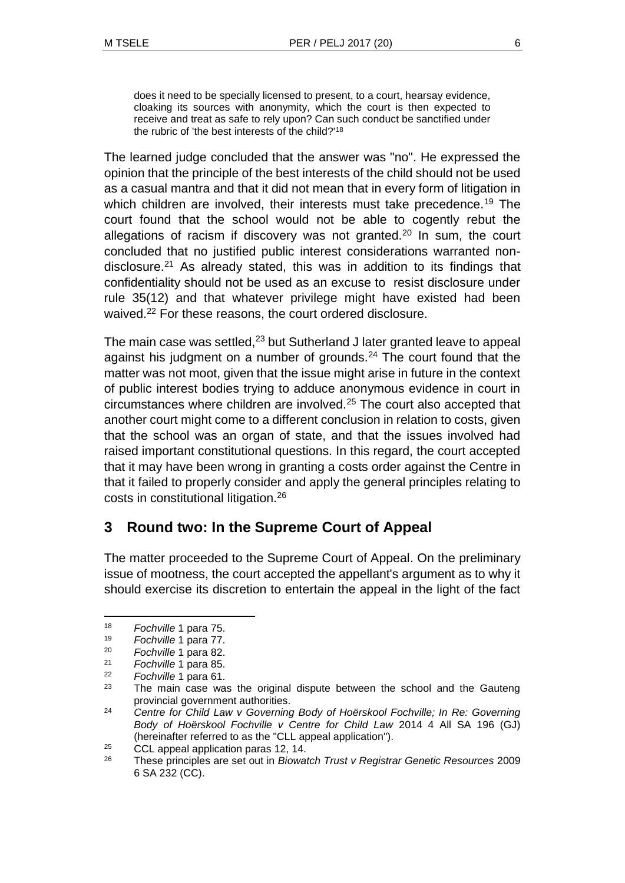> does it need to be specially licensed to present, to a court, hearsay evidence, cloaking its sources with anonymity, which the court is then expected to receive and treat as safe to rely upon? Can such conduct be sanctified under the rubric of 'the best interests of the child?'[18]

The learned judge concluded that the answer was "no". He expressed the opinion that the principle of the best interests of the child should not be used as a casual mantra and that it did not mean that in every form of litigation in which children are involved, their interests must take precedence.[19] The court found that the school would not be able to cogently rebut the allegations of racism if discovery was not granted.[20] In sum, the court concluded that no justified public interest considerations warranted non-disclosure.[21] As already stated, this was in addition to its findings that confidentiality should not be used as an excuse to resist disclosure under rule 35(12) and that whatever privilege might have existed had been waived.[22] For these reasons, the court ordered disclosure.

The main case was settled,[23] but Sutherland J later granted leave to appeal against his judgment on a number of grounds.[24] The court found that the matter was not moot, given that the issue might arise in future in the context of public interest bodies trying to adduce anonymous evidence in court in circumstances where children are involved.[25] The court also accepted that another court might come to a different conclusion in relation to costs, given that the school was an organ of state, and that the issues involved had raised important constitutional questions. In this regard, the court accepted that it may have been wrong in granting a costs order against the Centre in that it failed to properly consider and apply the general principles relating to costs in constitutional litigation.[26]

## 3 Round two: In the Supreme Court of Appeal

The matter proceeded to the Supreme Court of Appeal. On the preliminary issue of mootness, the court accepted the appellant's argument as to why it should exercise its discretion to entertain the appeal in the light of the fact

---

[18] *Fochville* 1 para 75.

[19] *Fochville* 1 para 77.

[20] *Fochville* 1 para 82.

[21] *Fochville* 1 para 85.

[22] *Fochville* 1 para 61.

[23] The main case was the original dispute between the school and the Gauteng provincial government authorities.

[24] *Centre for Child Law v Governing Body of Hoërskool Fochville; In Re: Governing Body of Hoërskool Fochville v Centre for Child Law* 2014 4 All SA 196 (GJ) (hereinafter referred to as the "CLL appeal application").

[25] CCL appeal application paras 12, 14.

[26] These principles are set out in *Biowatch Trust v Registrar Genetic Resources* 2009 6 SA 232 (CC).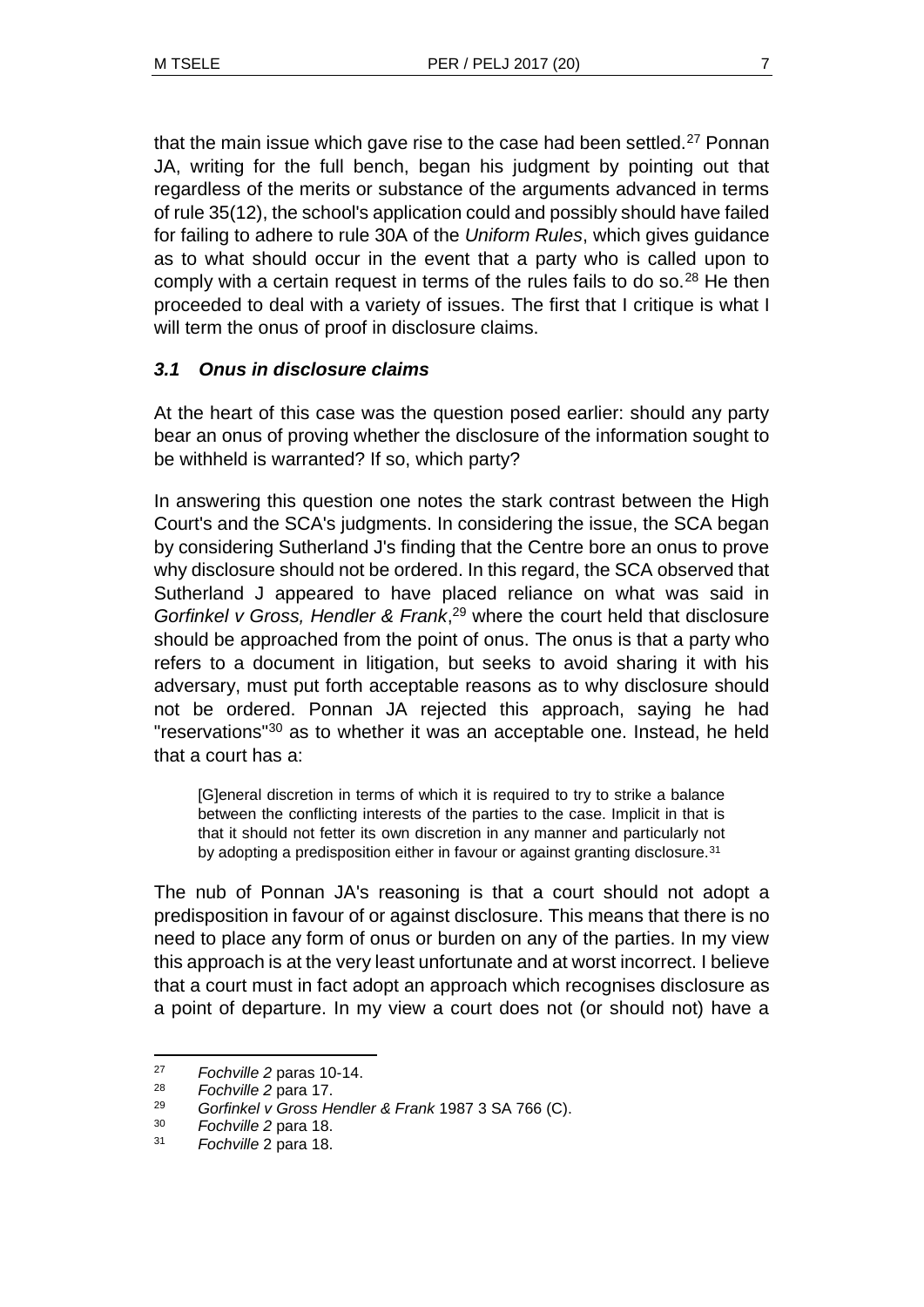that the main issue which gave rise to the case had been settled.[27] Ponnan JA, writing for the full bench, began his judgment by pointing out that regardless of the merits or substance of the arguments advanced in terms of rule 35(12), the school's application could and possibly should have failed for failing to adhere to rule 30A of the *Uniform Rules*, which gives guidance as to what should occur in the event that a party who is called upon to comply with a certain request in terms of the rules fails to do so.[28] He then proceeded to deal with a variety of issues. The first that I critique is what I will term the onus of proof in disclosure claims.

### *3.1 Onus in disclosure claims*

At the heart of this case was the question posed earlier: should any party bear an onus of proving whether the disclosure of the information sought to be withheld is warranted? If so, which party?

In answering this question one notes the stark contrast between the High Court's and the SCA's judgments. In considering the issue, the SCA began by considering Sutherland J's finding that the Centre bore an onus to prove why disclosure should not be ordered. In this regard, the SCA observed that Sutherland J appeared to have placed reliance on what was said in *Gorfinkel v Gross, Hendler & Frank*,[29] where the court held that disclosure should be approached from the point of onus. The onus is that a party who refers to a document in litigation, but seeks to avoid sharing it with his adversary, must put forth acceptable reasons as to why disclosure should not be ordered. Ponnan JA rejected this approach, saying he had "reservations"[30] as to whether it was an acceptable one. Instead, he held that a court has a:

> [G]eneral discretion in terms of which it is required to try to strike a balance between the conflicting interests of the parties to the case. Implicit in that is that it should not fetter its own discretion in any manner and particularly not by adopting a predisposition either in favour or against granting disclosure.[31]

The nub of Ponnan JA's reasoning is that a court should not adopt a predisposition in favour of or against disclosure. This means that there is no need to place any form of onus or burden on any of the parties. In my view this approach is at the very least unfortunate and at worst incorrect. I believe that a court must in fact adopt an approach which recognises disclosure as a point of departure. In my view a court does not (or should not) have a

---

[27] *Fochville 2* paras 10-14.

[28] *Fochville 2* para 17.

[29] *Gorfinkel v Gross Hendler & Frank* 1987 3 SA 766 (C).

[30] *Fochville 2* para 18.

[31] *Fochville* 2 para 18.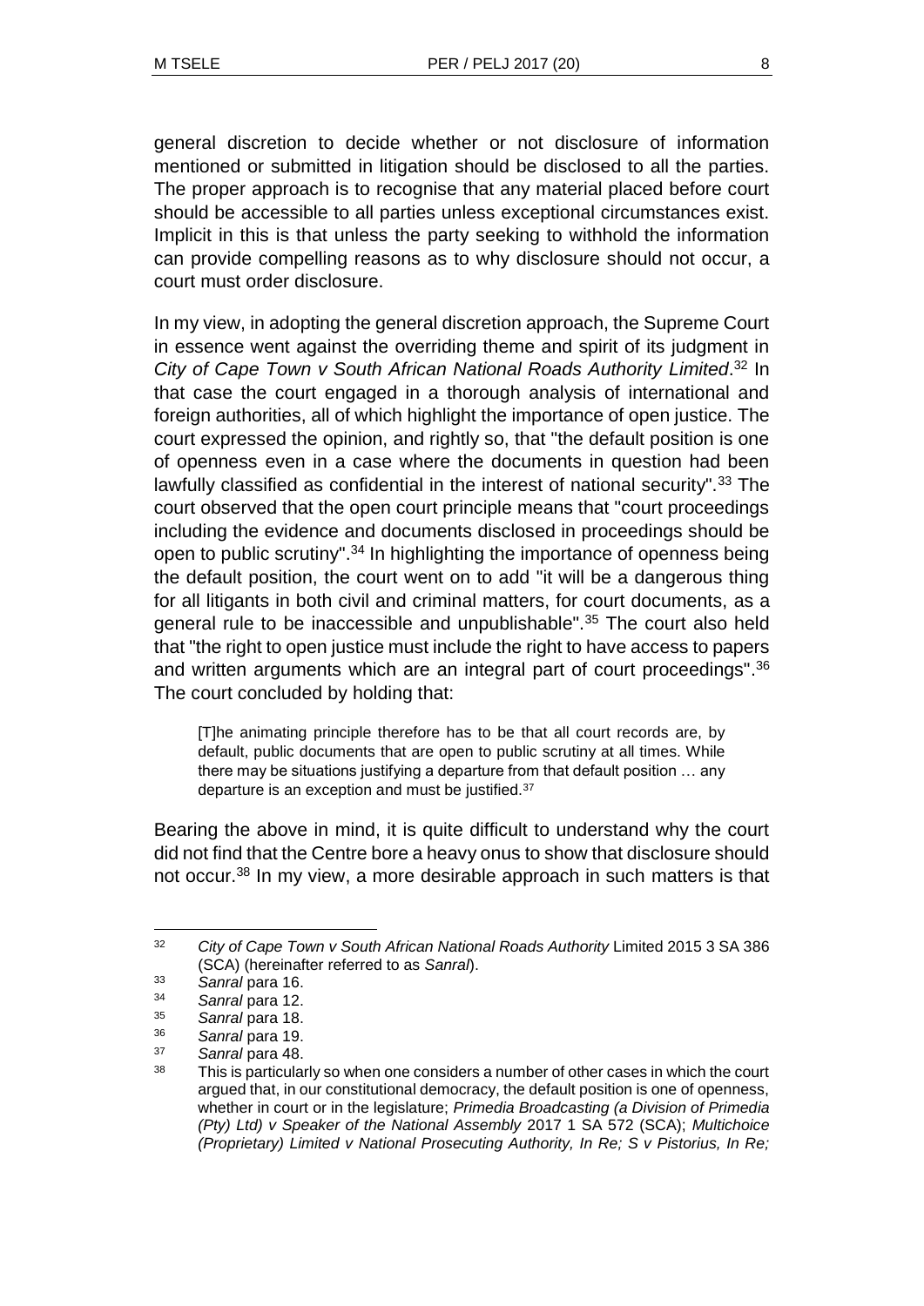general discretion to decide whether or not disclosure of information mentioned or submitted in litigation should be disclosed to all the parties. The proper approach is to recognise that any material placed before court should be accessible to all parties unless exceptional circumstances exist. Implicit in this is that unless the party seeking to withhold the information can provide compelling reasons as to why disclosure should not occur, a court must order disclosure.

In my view, in adopting the general discretion approach, the Supreme Court in essence went against the overriding theme and spirit of its judgment in *City of Cape Town v South African National Roads Authority Limited*.[32] In that case the court engaged in a thorough analysis of international and foreign authorities, all of which highlight the importance of open justice. The court expressed the opinion, and rightly so, that "the default position is one of openness even in a case where the documents in question had been lawfully classified as confidential in the interest of national security".[33] The court observed that the open court principle means that "court proceedings including the evidence and documents disclosed in proceedings should be open to public scrutiny".[34] In highlighting the importance of openness being the default position, the court went on to add "it will be a dangerous thing for all litigants in both civil and criminal matters, for court documents, as a general rule to be inaccessible and unpublishable".[35] The court also held that "the right to open justice must include the right to have access to papers and written arguments which are an integral part of court proceedings".[36] The court concluded by holding that:

> [T]he animating principle therefore has to be that all court records are, by default, public documents that are open to public scrutiny at all times. While there may be situations justifying a departure from that default position … any departure is an exception and must be justified.[37]

Bearing the above in mind, it is quite difficult to understand why the court did not find that the Centre bore a heavy onus to show that disclosure should not occur.[38] In my view, a more desirable approach in such matters is that

---

[32] *City of Cape Town v South African National Roads Authority* Limited 2015 3 SA 386 (SCA) (hereinafter referred to as *Sanral*).

[33] *Sanral* para 16.

[34] *Sanral* para 12.

[35] *Sanral* para 18.

[36] *Sanral* para 19.

[37] *Sanral* para 48.

[38] This is particularly so when one considers a number of other cases in which the court argued that, in our constitutional democracy, the default position is one of openness, whether in court or in the legislature; *Primedia Broadcasting (a Division of Primedia (Pty) Ltd) v Speaker of the National Assembly* 2017 1 SA 572 (SCA); *Multichoice (Proprietary) Limited v National Prosecuting Authority, In Re; S v Pistorius, In Re;*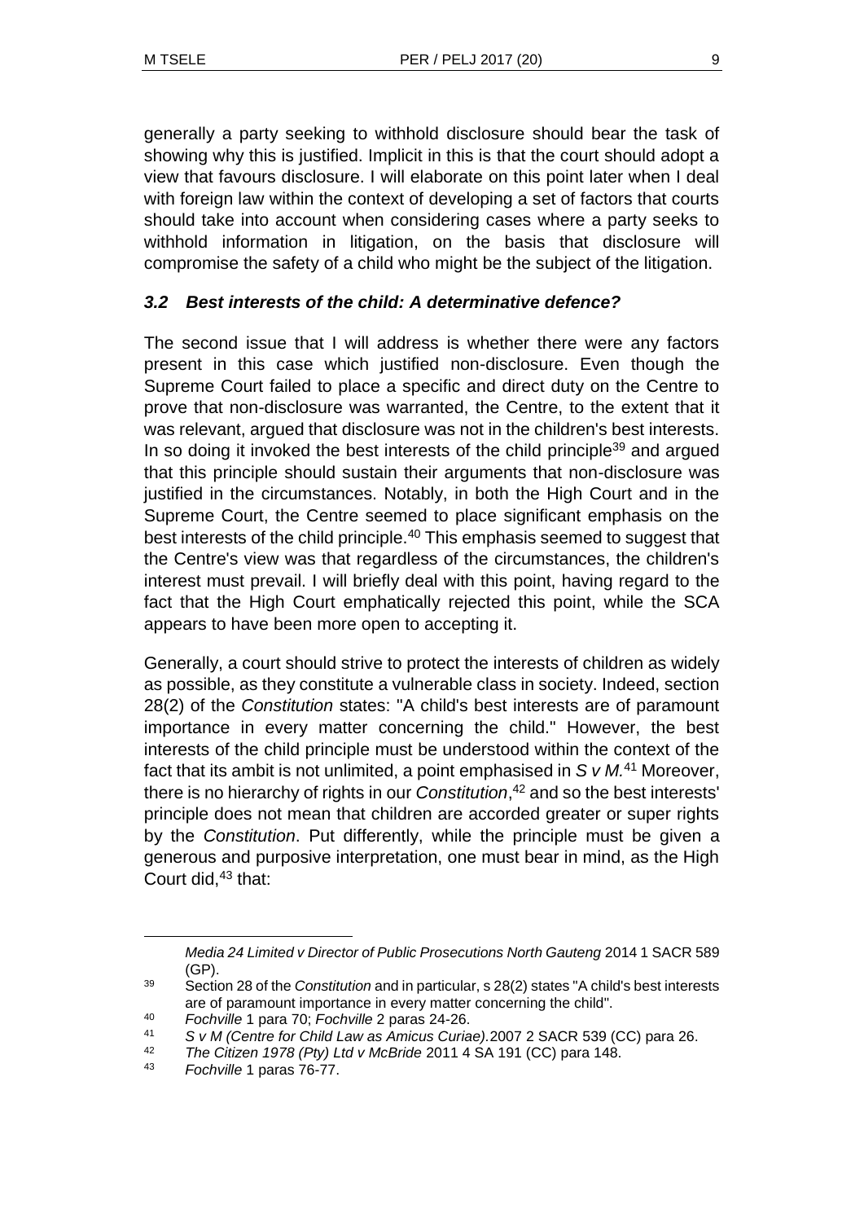generally a party seeking to withhold disclosure should bear the task of showing why this is justified. Implicit in this is that the court should adopt a view that favours disclosure. I will elaborate on this point later when I deal with foreign law within the context of developing a set of factors that courts should take into account when considering cases where a party seeks to withhold information in litigation, on the basis that disclosure will compromise the safety of a child who might be the subject of the litigation.

### *3.2 Best interests of the child: A determinative defence?*

The second issue that I will address is whether there were any factors present in this case which justified non-disclosure. Even though the Supreme Court failed to place a specific and direct duty on the Centre to prove that non-disclosure was warranted, the Centre, to the extent that it was relevant, argued that disclosure was not in the children's best interests. In so doing it invoked the best interests of the child principle[39] and argued that this principle should sustain their arguments that non-disclosure was justified in the circumstances. Notably, in both the High Court and in the Supreme Court, the Centre seemed to place significant emphasis on the best interests of the child principle.[40] This emphasis seemed to suggest that the Centre's view was that regardless of the circumstances, the children's interest must prevail. I will briefly deal with this point, having regard to the fact that the High Court emphatically rejected this point, while the SCA appears to have been more open to accepting it.

Generally, a court should strive to protect the interests of children as widely as possible, as they constitute a vulnerable class in society. Indeed, section 28(2) of the *Constitution* states: "A child's best interests are of paramount importance in every matter concerning the child." However, the best interests of the child principle must be understood within the context of the fact that its ambit is not unlimited, a point emphasised in *S v M.*[41] Moreover, there is no hierarchy of rights in our *Constitution*,[42] and so the best interests' principle does not mean that children are accorded greater or super rights by the *Constitution*. Put differently, while the principle must be given a generous and purposive interpretation, one must bear in mind, as the High Court did,[43] that:

---

*Media 24 Limited v Director of Public Prosecutions North Gauteng* 2014 1 SACR 589 (GP).

[39] Section 28 of the *Constitution* and in particular, s 28(2) states "A child's best interests are of paramount importance in every matter concerning the child".

[40] *Fochville* 1 para 70; *Fochville* 2 paras 24-26.

[41] *S v M (Centre for Child Law as Amicus Curiae).*2007 2 SACR 539 (CC) para 26.

[42] *The Citizen 1978 (Pty) Ltd v McBride* 2011 4 SA 191 (CC) para 148.

[43] *Fochville* 1 paras 76-77.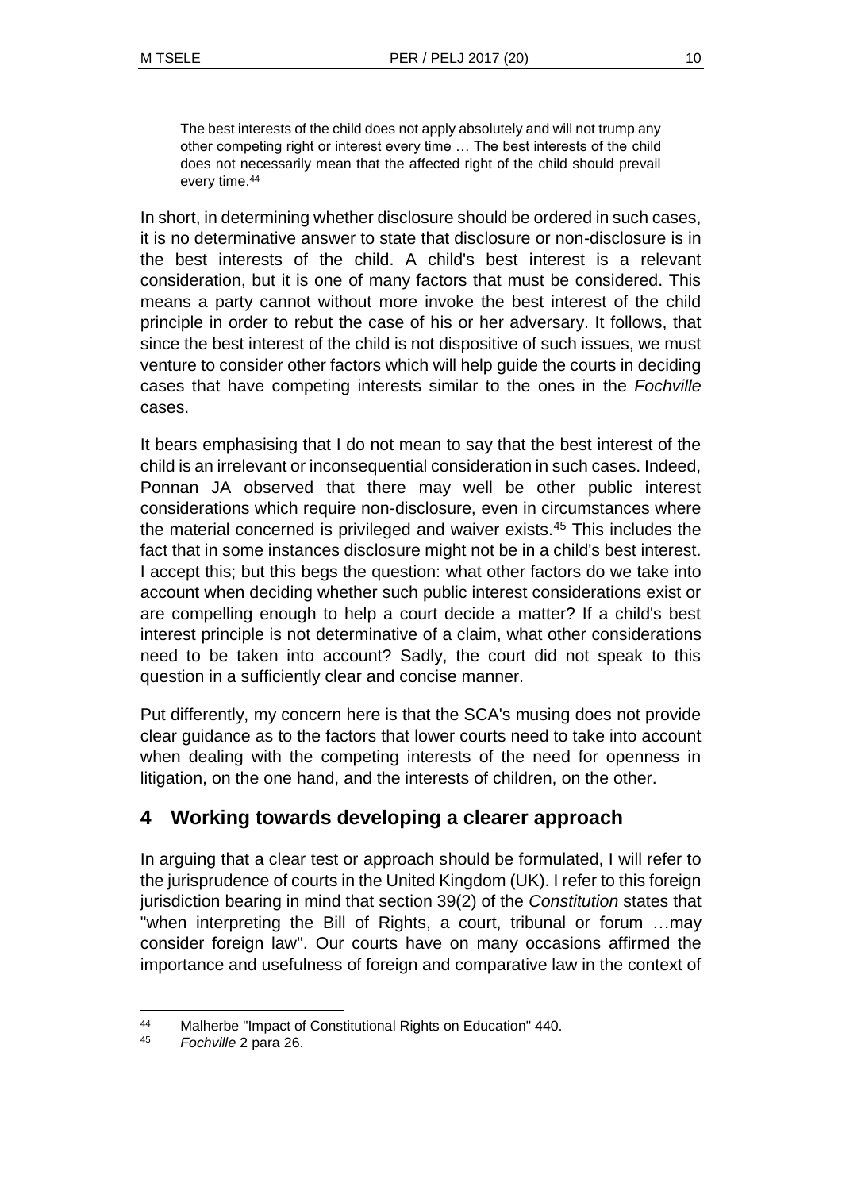> The best interests of the child does not apply absolutely and will not trump any other competing right or interest every time … The best interests of the child does not necessarily mean that the affected right of the child should prevail every time.[44]

In short, in determining whether disclosure should be ordered in such cases, it is no determinative answer to state that disclosure or non-disclosure is in the best interests of the child. A child's best interest is a relevant consideration, but it is one of many factors that must be considered. This means a party cannot without more invoke the best interest of the child principle in order to rebut the case of his or her adversary. It follows, that since the best interest of the child is not dispositive of such issues, we must venture to consider other factors which will help guide the courts in deciding cases that have competing interests similar to the ones in the *Fochville* cases.

It bears emphasising that I do not mean to say that the best interest of the child is an irrelevant or inconsequential consideration in such cases. Indeed, Ponnan JA observed that there may well be other public interest considerations which require non-disclosure, even in circumstances where the material concerned is privileged and waiver exists.[45] This includes the fact that in some instances disclosure might not be in a child's best interest. I accept this; but this begs the question: what other factors do we take into account when deciding whether such public interest considerations exist or are compelling enough to help a court decide a matter? If a child's best interest principle is not determinative of a claim, what other considerations need to be taken into account? Sadly, the court did not speak to this question in a sufficiently clear and concise manner.

Put differently, my concern here is that the SCA's musing does not provide clear guidance as to the factors that lower courts need to take into account when dealing with the competing interests of the need for openness in litigation, on the one hand, and the interests of children, on the other.

## 4 Working towards developing a clearer approach

In arguing that a clear test or approach should be formulated, I will refer to the jurisprudence of courts in the United Kingdom (UK). I refer to this foreign jurisdiction bearing in mind that section 39(2) of the *Constitution* states that "when interpreting the Bill of Rights, a court, tribunal or forum …may consider foreign law". Our courts have on many occasions affirmed the importance and usefulness of foreign and comparative law in the context of

---

[44] Malherbe "Impact of Constitutional Rights on Education" 440.

[45] *Fochville* 2 para 26.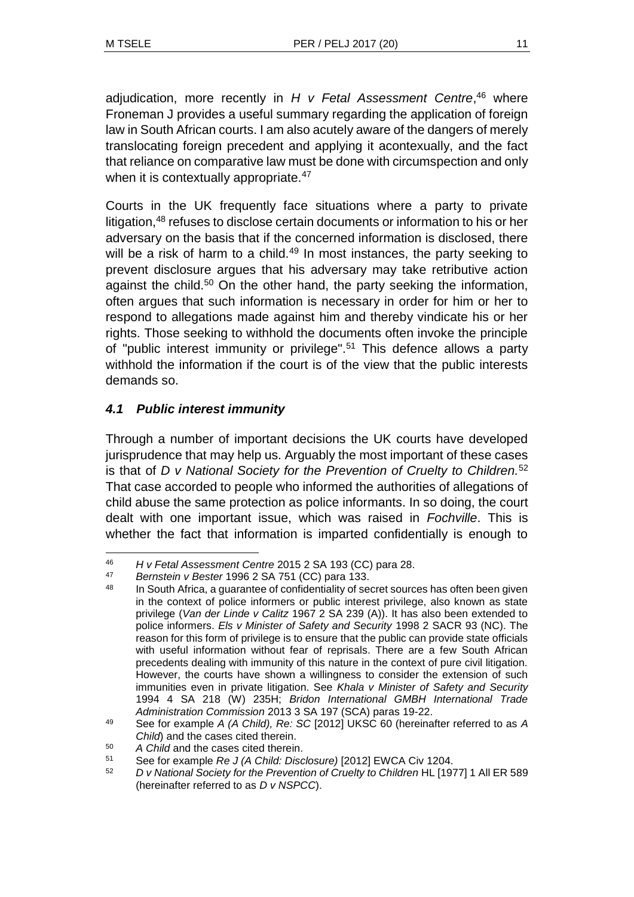adjudication, more recently in *H v Fetal Assessment Centre*,[46] where Froneman J provides a useful summary regarding the application of foreign law in South African courts. I am also acutely aware of the dangers of merely translocating foreign precedent and applying it acontexually, and the fact that reliance on comparative law must be done with circumspection and only when it is contextually appropriate.[47]

Courts in the UK frequently face situations where a party to private litigation,[48] refuses to disclose certain documents or information to his or her adversary on the basis that if the concerned information is disclosed, there will be a risk of harm to a child.[49] In most instances, the party seeking to prevent disclosure argues that his adversary may take retributive action against the child.[50] On the other hand, the party seeking the information, often argues that such information is necessary in order for him or her to respond to allegations made against him and thereby vindicate his or her rights. Those seeking to withhold the documents often invoke the principle of "public interest immunity or privilege".[51] This defence allows a party withhold the information if the court is of the view that the public interests demands so.

### *4.1 Public interest immunity*

Through a number of important decisions the UK courts have developed jurisprudence that may help us. Arguably the most important of these cases is that of *D v National Society for the Prevention of Cruelty to Children.*[52] That case accorded to people who informed the authorities of allegations of child abuse the same protection as police informants. In so doing, the court dealt with one important issue, which was raised in *Fochville*. This is whether the fact that information is imparted confidentially is enough to

---

46 *H v Fetal Assessment Centre* 2015 2 SA 193 (CC) para 28.

47 *Bernstein v Bester* 1996 2 SA 751 (CC) para 133.

48 In South Africa, a guarantee of confidentiality of secret sources has often been given in the context of police informers or public interest privilege, also known as state privilege (*Van der Linde v Calitz* 1967 2 SA 239 (A)). It has also been extended to police informers. *Els v Minister of Safety and Security* 1998 2 SACR 93 (NC). The reason for this form of privilege is to ensure that the public can provide state officials with useful information without fear of reprisals. There are a few South African precedents dealing with immunity of this nature in the context of pure civil litigation. However, the courts have shown a willingness to consider the extension of such immunities even in private litigation. See *Khala v Minister of Safety and Security* 1994 4 SA 218 (W) 235H; *Bridon International GMBH International Trade Administration Commission* 2013 3 SA 197 (SCA) paras 19-22.

49 See for example *A (A Child), Re: SC* [2012] UKSC 60 (hereinafter referred to as *A Child*) and the cases cited therein.

50 *A Child* and the cases cited therein.

51 See for example *Re J (A Child: Disclosure)* [2012] EWCA Civ 1204.

52 *D v National Society for the Prevention of Cruelty to Children* HL [1977] 1 All ER 589 (hereinafter referred to as *D v NSPCC*).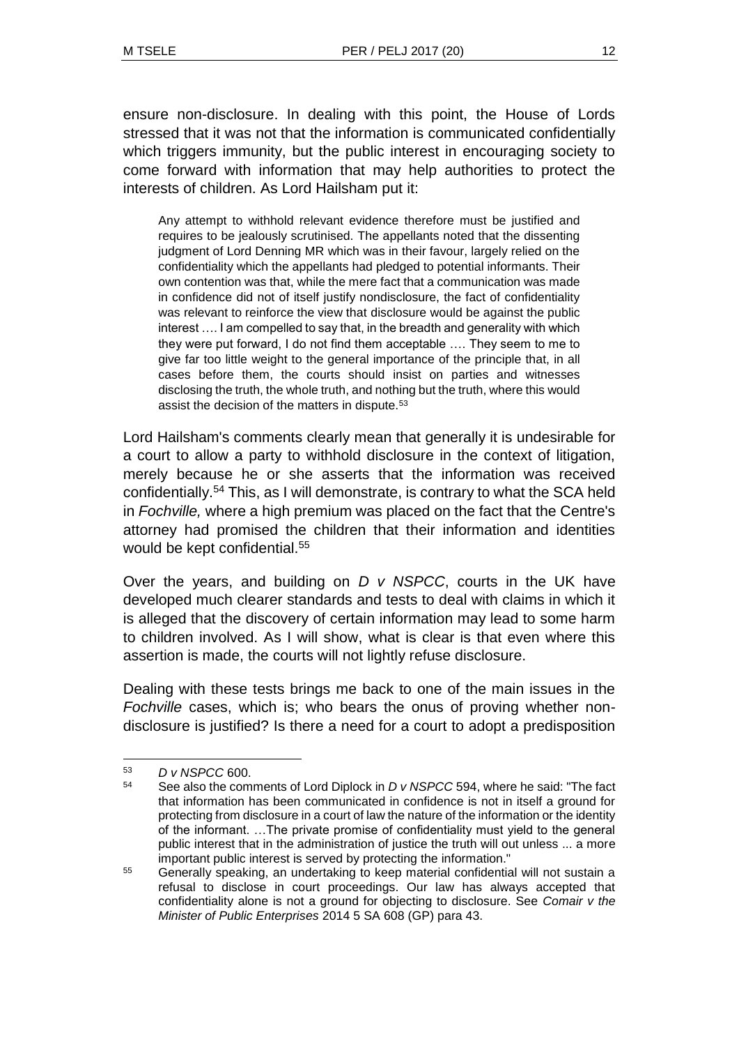ensure non-disclosure. In dealing with this point, the House of Lords stressed that it was not that the information is communicated confidentially which triggers immunity, but the public interest in encouraging society to come forward with information that may help authorities to protect the interests of children. As Lord Hailsham put it:

> Any attempt to withhold relevant evidence therefore must be justified and requires to be jealously scrutinised. The appellants noted that the dissenting judgment of Lord Denning MR which was in their favour, largely relied on the confidentiality which the appellants had pledged to potential informants. Their own contention was that, while the mere fact that a communication was made in confidence did not of itself justify nondisclosure, the fact of confidentiality was relevant to reinforce the view that disclosure would be against the public interest …. I am compelled to say that, in the breadth and generality with which they were put forward, I do not find them acceptable …. They seem to me to give far too little weight to the general importance of the principle that, in all cases before them, the courts should insist on parties and witnesses disclosing the truth, the whole truth, and nothing but the truth, where this would assist the decision of the matters in dispute.[53]

Lord Hailsham's comments clearly mean that generally it is undesirable for a court to allow a party to withhold disclosure in the context of litigation, merely because he or she asserts that the information was received confidentially.[54] This, as I will demonstrate, is contrary to what the SCA held in *Fochville,* where a high premium was placed on the fact that the Centre's attorney had promised the children that their information and identities would be kept confidential.[55]

Over the years, and building on *D v NSPCC*, courts in the UK have developed much clearer standards and tests to deal with claims in which it is alleged that the discovery of certain information may lead to some harm to children involved. As I will show, what is clear is that even where this assertion is made, the courts will not lightly refuse disclosure.

Dealing with these tests brings me back to one of the main issues in the *Fochville* cases, which is; who bears the onus of proving whether non-disclosure is justified? Is there a need for a court to adopt a predisposition

---

[53] *D v NSPCC* 600.

[54] See also the comments of Lord Diplock in *D v NSPCC* 594, where he said: "The fact that information has been communicated in confidence is not in itself a ground for protecting from disclosure in a court of law the nature of the information or the identity of the informant. …The private promise of confidentiality must yield to the general public interest that in the administration of justice the truth will out unless ... a more important public interest is served by protecting the information."

[55] Generally speaking, an undertaking to keep material confidential will not sustain a refusal to disclose in court proceedings. Our law has always accepted that confidentiality alone is not a ground for objecting to disclosure. See *Comair v the Minister of Public Enterprises* 2014 5 SA 608 (GP) para 43.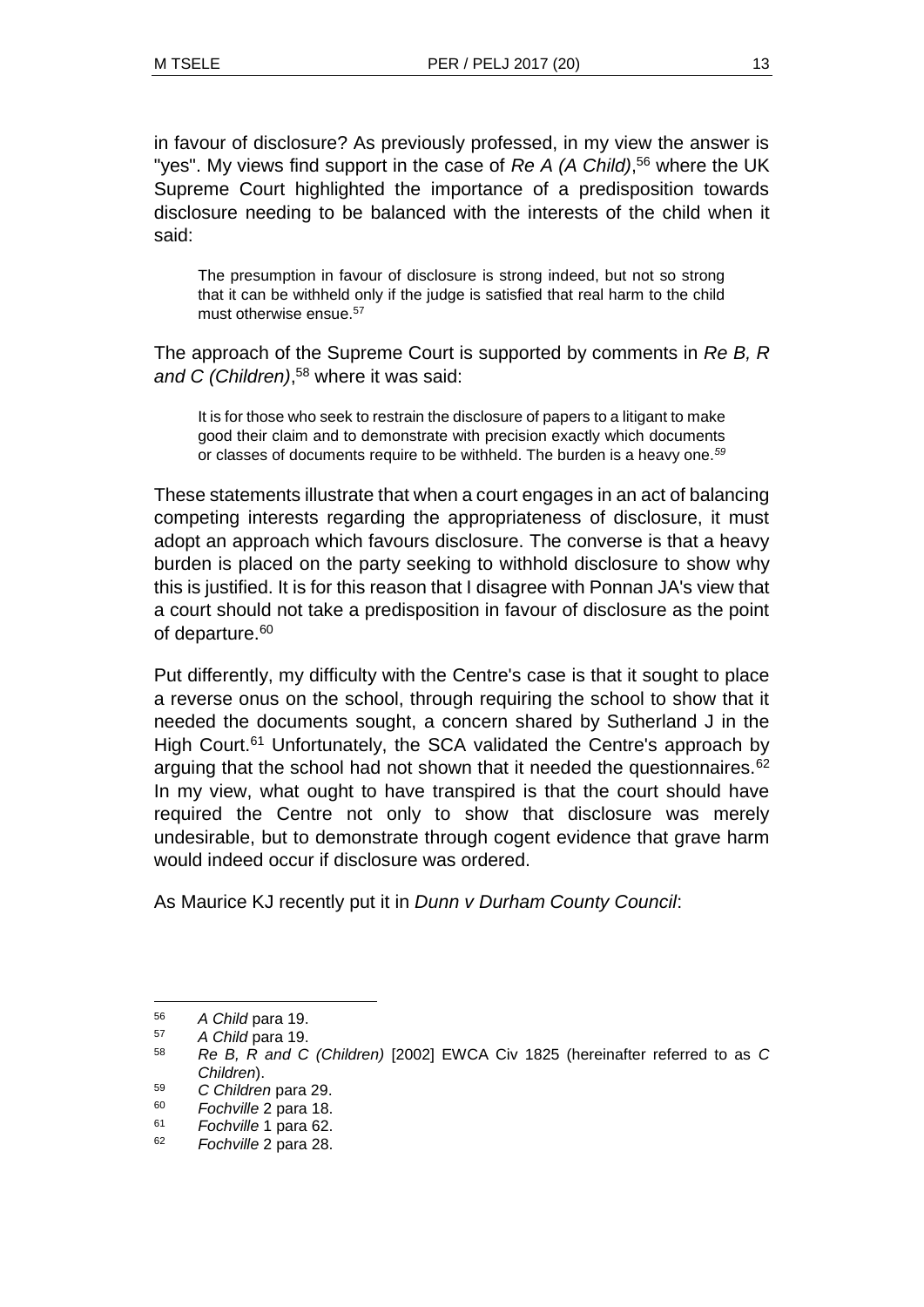in favour of disclosure? As previously professed, in my view the answer is "yes". My views find support in the case of *Re A (A Child)*,[56] where the UK Supreme Court highlighted the importance of a predisposition towards disclosure needing to be balanced with the interests of the child when it said:

> The presumption in favour of disclosure is strong indeed, but not so strong that it can be withheld only if the judge is satisfied that real harm to the child must otherwise ensue.[57]

The approach of the Supreme Court is supported by comments in *Re B, R and C (Children)*,[58] where it was said:

> It is for those who seek to restrain the disclosure of papers to a litigant to make good their claim and to demonstrate with precision exactly which documents or classes of documents require to be withheld. The burden is a heavy one.[59]

These statements illustrate that when a court engages in an act of balancing competing interests regarding the appropriateness of disclosure, it must adopt an approach which favours disclosure. The converse is that a heavy burden is placed on the party seeking to withhold disclosure to show why this is justified. It is for this reason that I disagree with Ponnan JA's view that a court should not take a predisposition in favour of disclosure as the point of departure.[60]

Put differently, my difficulty with the Centre's case is that it sought to place a reverse onus on the school, through requiring the school to show that it needed the documents sought, a concern shared by Sutherland J in the High Court.[61] Unfortunately, the SCA validated the Centre's approach by arguing that the school had not shown that it needed the questionnaires.[62] In my view, what ought to have transpired is that the court should have required the Centre not only to show that disclosure was merely undesirable, but to demonstrate through cogent evidence that grave harm would indeed occur if disclosure was ordered.

As Maurice KJ recently put it in *Dunn v Durham County Council*:

---

[56] *A Child* para 19.

[57] *A Child* para 19.

[58] *Re B, R and C (Children)* [2002] EWCA Civ 1825 (hereinafter referred to as *C Children*).

[59] *C Children* para 29.

[60] *Fochville* 2 para 18.

[61] *Fochville* 1 para 62.

[62] *Fochville* 2 para 28.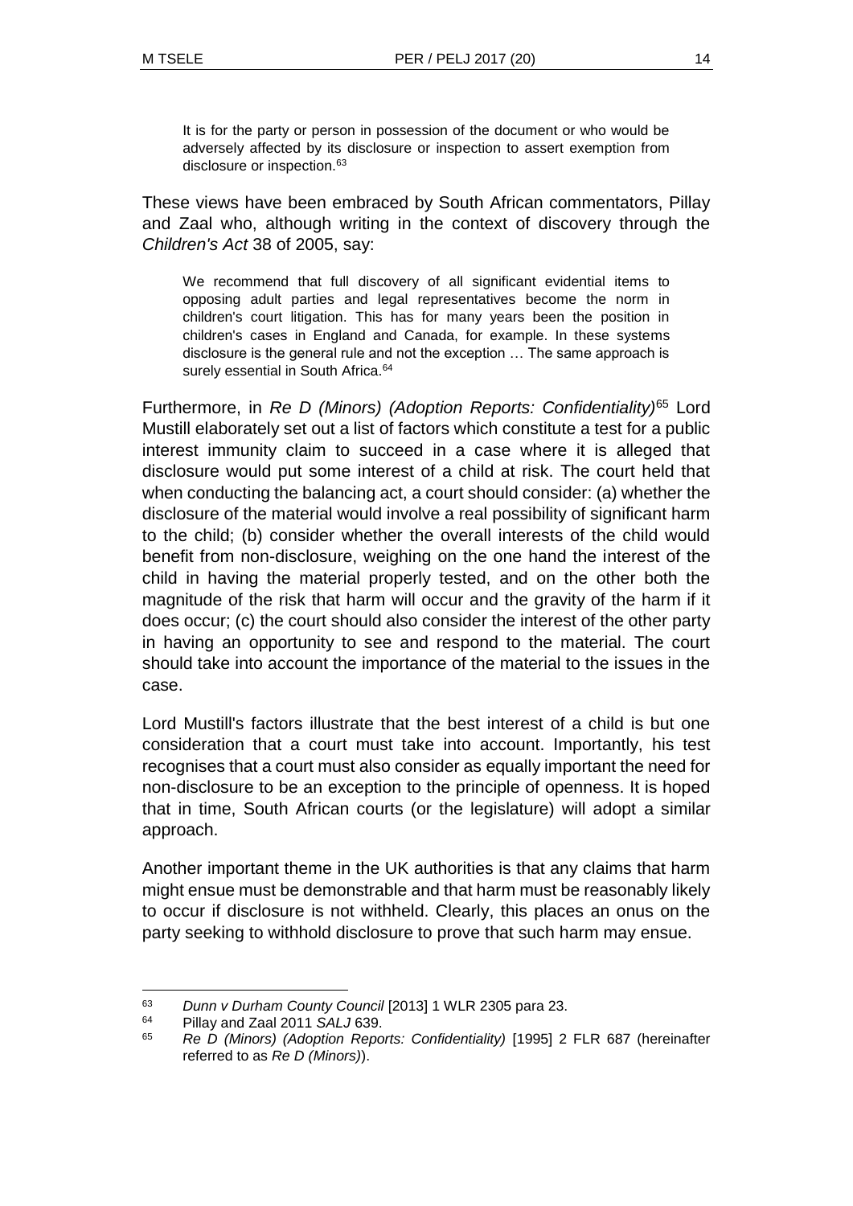> It is for the party or person in possession of the document or who would be adversely affected by its disclosure or inspection to assert exemption from disclosure or inspection.[63]

These views have been embraced by South African commentators, Pillay and Zaal who, although writing in the context of discovery through the *Children's Act* 38 of 2005, say:

> We recommend that full discovery of all significant evidential items to opposing adult parties and legal representatives become the norm in children's court litigation. This has for many years been the position in children's cases in England and Canada, for example. In these systems disclosure is the general rule and not the exception … The same approach is surely essential in South Africa.[64]

Furthermore, in *Re D (Minors) (Adoption Reports: Confidentiality)*[65] Lord Mustill elaborately set out a list of factors which constitute a test for a public interest immunity claim to succeed in a case where it is alleged that disclosure would put some interest of a child at risk. The court held that when conducting the balancing act, a court should consider: (a) whether the disclosure of the material would involve a real possibility of significant harm to the child; (b) consider whether the overall interests of the child would benefit from non-disclosure, weighing on the one hand the interest of the child in having the material properly tested, and on the other both the magnitude of the risk that harm will occur and the gravity of the harm if it does occur; (c) the court should also consider the interest of the other party in having an opportunity to see and respond to the material. The court should take into account the importance of the material to the issues in the case.

Lord Mustill's factors illustrate that the best interest of a child is but one consideration that a court must take into account. Importantly, his test recognises that a court must also consider as equally important the need for non-disclosure to be an exception to the principle of openness. It is hoped that in time, South African courts (or the legislature) will adopt a similar approach.

Another important theme in the UK authorities is that any claims that harm might ensue must be demonstrable and that harm must be reasonably likely to occur if disclosure is not withheld. Clearly, this places an onus on the party seeking to withhold disclosure to prove that such harm may ensue.

---

[63] *Dunn v Durham County Council* [2013] 1 WLR 2305 para 23.

[64] Pillay and Zaal 2011 *SALJ* 639.

[65] *Re D (Minors) (Adoption Reports: Confidentiality)* [1995] 2 FLR 687 (hereinafter referred to as *Re D (Minors)*).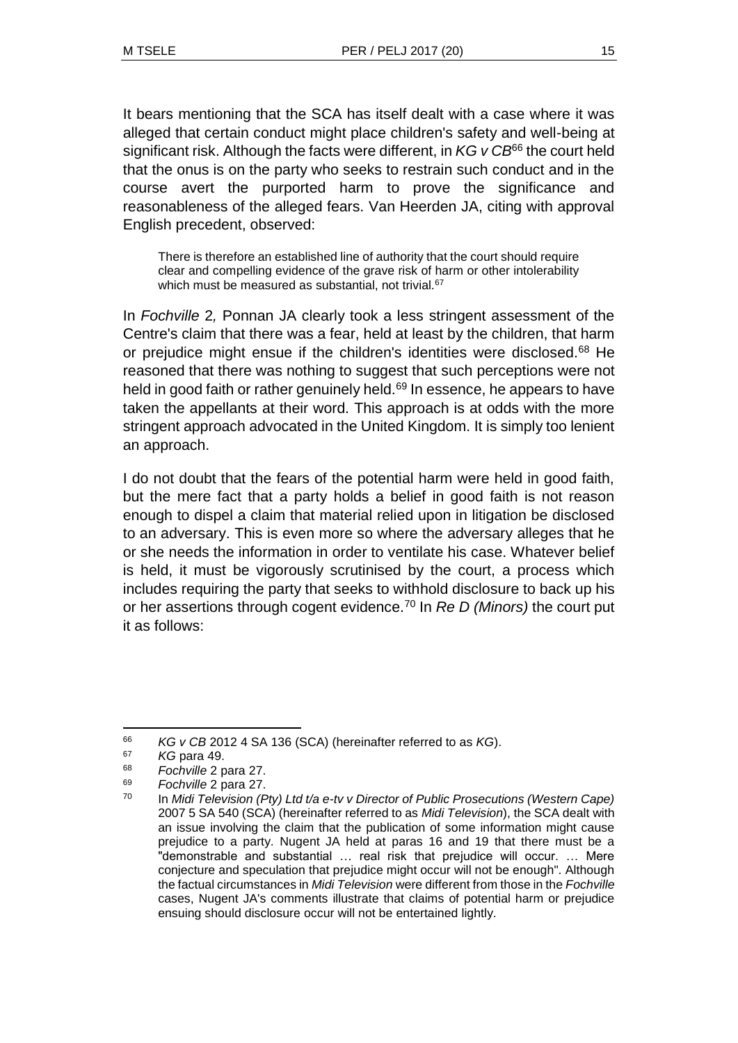It bears mentioning that the SCA has itself dealt with a case where it was alleged that certain conduct might place children's safety and well-being at significant risk. Although the facts were different, in *KG v CB*[66] the court held that the onus is on the party who seeks to restrain such conduct and in the course avert the purported harm to prove the significance and reasonableness of the alleged fears. Van Heerden JA, citing with approval English precedent, observed:

> There is therefore an established line of authority that the court should require clear and compelling evidence of the grave risk of harm or other intolerability which must be measured as substantial, not trivial.[67]

In *Fochville* 2*,* Ponnan JA clearly took a less stringent assessment of the Centre's claim that there was a fear, held at least by the children, that harm or prejudice might ensue if the children's identities were disclosed.[68] He reasoned that there was nothing to suggest that such perceptions were not held in good faith or rather genuinely held.[69] In essence, he appears to have taken the appellants at their word. This approach is at odds with the more stringent approach advocated in the United Kingdom. It is simply too lenient an approach.

I do not doubt that the fears of the potential harm were held in good faith, but the mere fact that a party holds a belief in good faith is not reason enough to dispel a claim that material relied upon in litigation be disclosed to an adversary. This is even more so where the adversary alleges that he or she needs the information in order to ventilate his case. Whatever belief is held, it must be vigorously scrutinised by the court, a process which includes requiring the party that seeks to withhold disclosure to back up his or her assertions through cogent evidence.[70] In *Re D (Minors)* the court put it as follows:

---

66 *KG v CB* 2012 4 SA 136 (SCA) (hereinafter referred to as *KG*).

67 *KG* para 49.

68 *Fochville* 2 para 27.

69 *Fochville* 2 para 27.

70 In *Midi Television (Pty) Ltd t/a e-tv v Director of Public Prosecutions (Western Cape)* 2007 5 SA 540 (SCA) (hereinafter referred to as *Midi Television*), the SCA dealt with an issue involving the claim that the publication of some information might cause prejudice to a party. Nugent JA held at paras 16 and 19 that there must be a "demonstrable and substantial … real risk that prejudice will occur. … Mere conjecture and speculation that prejudice might occur will not be enough". Although the factual circumstances in *Midi Television* were different from those in the *Fochville* cases, Nugent JA's comments illustrate that claims of potential harm or prejudice ensuing should disclosure occur will not be entertained lightly.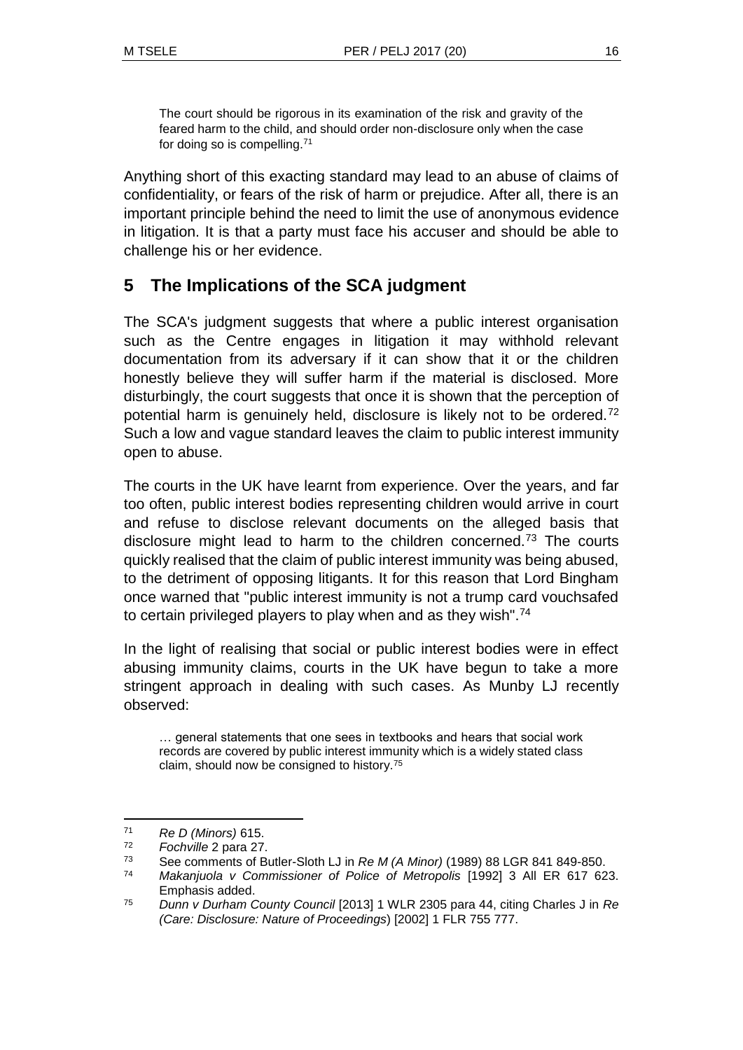> The court should be rigorous in its examination of the risk and gravity of the feared harm to the child, and should order non-disclosure only when the case for doing so is compelling.[71]

Anything short of this exacting standard may lead to an abuse of claims of confidentiality, or fears of the risk of harm or prejudice. After all, there is an important principle behind the need to limit the use of anonymous evidence in litigation. It is that a party must face his accuser and should be able to challenge his or her evidence.

## 5 The Implications of the SCA judgment

The SCA's judgment suggests that where a public interest organisation such as the Centre engages in litigation it may withhold relevant documentation from its adversary if it can show that it or the children honestly believe they will suffer harm if the material is disclosed. More disturbingly, the court suggests that once it is shown that the perception of potential harm is genuinely held, disclosure is likely not to be ordered.[72] Such a low and vague standard leaves the claim to public interest immunity open to abuse.

The courts in the UK have learnt from experience. Over the years, and far too often, public interest bodies representing children would arrive in court and refuse to disclose relevant documents on the alleged basis that disclosure might lead to harm to the children concerned.[73] The courts quickly realised that the claim of public interest immunity was being abused, to the detriment of opposing litigants. It for this reason that Lord Bingham once warned that "public interest immunity is not a trump card vouchsafed to certain privileged players to play when and as they wish".[74]

In the light of realising that social or public interest bodies were in effect abusing immunity claims, courts in the UK have begun to take a more stringent approach in dealing with such cases. As Munby LJ recently observed:

> … general statements that one sees in textbooks and hears that social work records are covered by public interest immunity which is a widely stated class claim, should now be consigned to history.[75]

---

[71] *Re D (Minors)* 615.

[72] *Fochville* 2 para 27.

[73] See comments of Butler-Sloth LJ in *Re M (A Minor)* (1989) 88 LGR 841 849-850.

[74] *Makanjuola v Commissioner of Police of Metropolis* [1992] 3 All ER 617 623. Emphasis added.

[75] *Dunn v Durham County Council* [2013] 1 WLR 2305 para 44, citing Charles J in *Re (Care: Disclosure: Nature of Proceedings*) [2002] 1 FLR 755 777.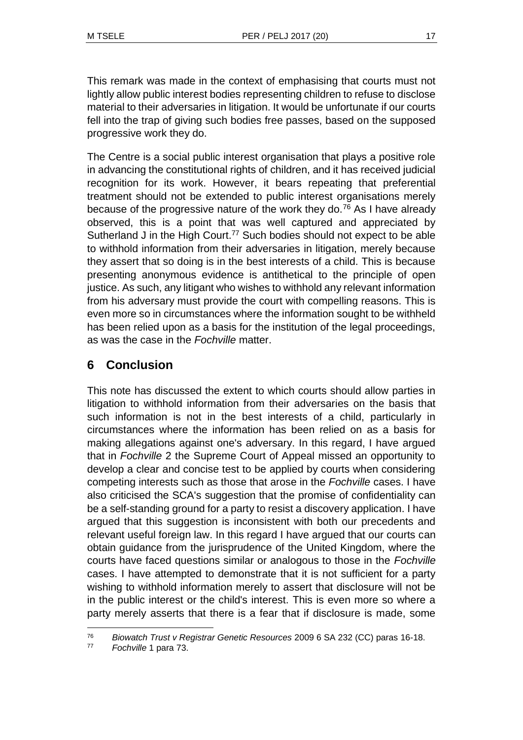This remark was made in the context of emphasising that courts must not lightly allow public interest bodies representing children to refuse to disclose material to their adversaries in litigation. It would be unfortunate if our courts fell into the trap of giving such bodies free passes, based on the supposed progressive work they do.

The Centre is a social public interest organisation that plays a positive role in advancing the constitutional rights of children, and it has received judicial recognition for its work. However, it bears repeating that preferential treatment should not be extended to public interest organisations merely because of the progressive nature of the work they do.[76] As I have already observed, this is a point that was well captured and appreciated by Sutherland J in the High Court.[77] Such bodies should not expect to be able to withhold information from their adversaries in litigation, merely because they assert that so doing is in the best interests of a child. This is because presenting anonymous evidence is antithetical to the principle of open justice. As such, any litigant who wishes to withhold any relevant information from his adversary must provide the court with compelling reasons. This is even more so in circumstances where the information sought to be withheld has been relied upon as a basis for the institution of the legal proceedings, as was the case in the *Fochville* matter.

## 6 Conclusion

This note has discussed the extent to which courts should allow parties in litigation to withhold information from their adversaries on the basis that such information is not in the best interests of a child, particularly in circumstances where the information has been relied on as a basis for making allegations against one's adversary. In this regard, I have argued that in *Fochville* 2 the Supreme Court of Appeal missed an opportunity to develop a clear and concise test to be applied by courts when considering competing interests such as those that arose in the *Fochville* cases. I have also criticised the SCA's suggestion that the promise of confidentiality can be a self-standing ground for a party to resist a discovery application. I have argued that this suggestion is inconsistent with both our precedents and relevant useful foreign law. In this regard I have argued that our courts can obtain guidance from the jurisprudence of the United Kingdom, where the courts have faced questions similar or analogous to those in the *Fochville* cases. I have attempted to demonstrate that it is not sufficient for a party wishing to withhold information merely to assert that disclosure will not be in the public interest or the child's interest. This is even more so where a party merely asserts that there is a fear that if disclosure is made, some

---

76 *Biowatch Trust v Registrar Genetic Resources* 2009 6 SA 232 (CC) paras 16-18.

77 *Fochville* 1 para 73.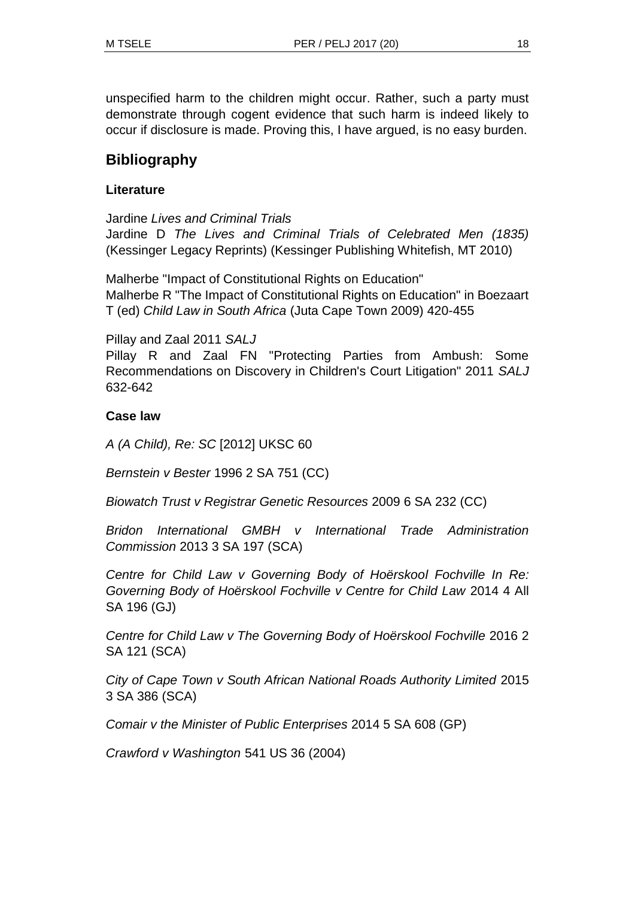unspecified harm to the children might occur. Rather, such a party must demonstrate through cogent evidence that such harm is indeed likely to occur if disclosure is made. Proving this, I have argued, is no easy burden.

## Bibliography

### Literature

Jardine *Lives and Criminal Trials*
Jardine D *The Lives and Criminal Trials of Celebrated Men (1835)* (Kessinger Legacy Reprints) (Kessinger Publishing Whitefish, MT 2010)

Malherbe "Impact of Constitutional Rights on Education"
Malherbe R "The Impact of Constitutional Rights on Education" in Boezaart T (ed) *Child Law in South Africa* (Juta Cape Town 2009) 420-455

Pillay and Zaal 2011 *SALJ*
Pillay R and Zaal FN "Protecting Parties from Ambush: Some Recommendations on Discovery in Children's Court Litigation" 2011 *SALJ* 632-642

### Case law

*A (A Child), Re: SC* [2012] UKSC 60

*Bernstein v Bester* 1996 2 SA 751 (CC)

*Biowatch Trust v Registrar Genetic Resources* 2009 6 SA 232 (CC)

*Bridon International GMBH v International Trade Administration Commission* 2013 3 SA 197 (SCA)

*Centre for Child Law v Governing Body of Hoërskool Fochville In Re: Governing Body of Hoërskool Fochville v Centre for Child Law* 2014 4 All SA 196 (GJ)

*Centre for Child Law v The Governing Body of Hoërskool Fochville* 2016 2 SA 121 (SCA)

*City of Cape Town v South African National Roads Authority Limited* 2015 3 SA 386 (SCA)

*Comair v the Minister of Public Enterprises* 2014 5 SA 608 (GP)

*Crawford v Washington* 541 US 36 (2004)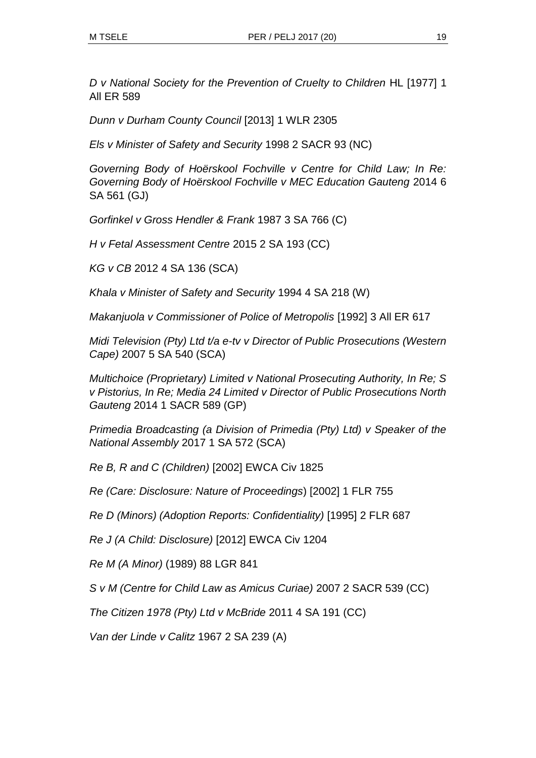*D v National Society for the Prevention of Cruelty to Children* HL [1977] 1 All ER 589

*Dunn v Durham County Council* [2013] 1 WLR 2305

*Els v Minister of Safety and Security* 1998 2 SACR 93 (NC)

*Governing Body of Hoërskool Fochville v Centre for Child Law; In Re: Governing Body of Hoërskool Fochville v MEC Education Gauteng* 2014 6 SA 561 (GJ)

*Gorfinkel v Gross Hendler & Frank* 1987 3 SA 766 (C)

*H v Fetal Assessment Centre* 2015 2 SA 193 (CC)

*KG v CB* 2012 4 SA 136 (SCA)

*Khala v Minister of Safety and Security* 1994 4 SA 218 (W)

*Makanjuola v Commissioner of Police of Metropolis* [1992] 3 All ER 617

*Midi Television (Pty) Ltd t/a e-tv v Director of Public Prosecutions (Western Cape)* 2007 5 SA 540 (SCA)

*Multichoice (Proprietary) Limited v National Prosecuting Authority, In Re; S v Pistorius, In Re; Media 24 Limited v Director of Public Prosecutions North Gauteng* 2014 1 SACR 589 (GP)

*Primedia Broadcasting (a Division of Primedia (Pty) Ltd) v Speaker of the National Assembly* 2017 1 SA 572 (SCA)

*Re B, R and C (Children)* [2002] EWCA Civ 1825

*Re (Care: Disclosure: Nature of Proceedings*) [2002] 1 FLR 755

*Re D (Minors) (Adoption Reports: Confidentiality)* [1995] 2 FLR 687

*Re J (A Child: Disclosure)* [2012] EWCA Civ 1204

*Re M (A Minor)* (1989) 88 LGR 841

*S v M (Centre for Child Law as Amicus Curiae)* 2007 2 SACR 539 (CC)

*The Citizen 1978 (Pty) Ltd v McBride* 2011 4 SA 191 (CC)

*Van der Linde v Calitz* 1967 2 SA 239 (A)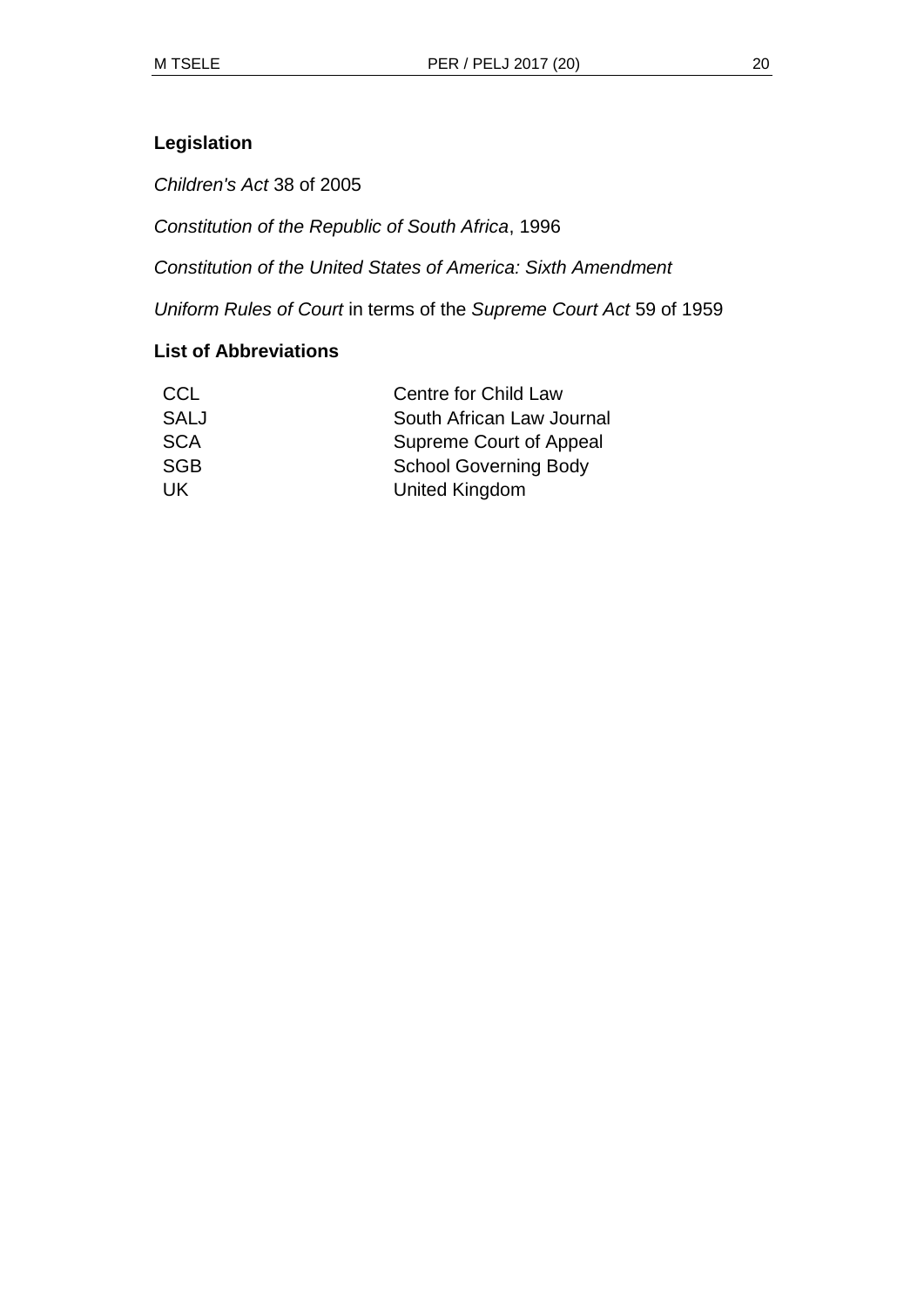## Legislation

*Children's Act* 38 of 2005

*Constitution of the Republic of South Africa*, 1996

*Constitution of the United States of America: Sixth Amendment*

*Uniform Rules of Court* in terms of the *Supreme Court Act* 59 of 1959

## List of Abbreviations

| | |
|---|---|
| CCL | Centre for Child Law |
| SALJ | South African Law Journal |
| SCA | Supreme Court of Appeal |
| SGB | School Governing Body |
| UK | United Kingdom |